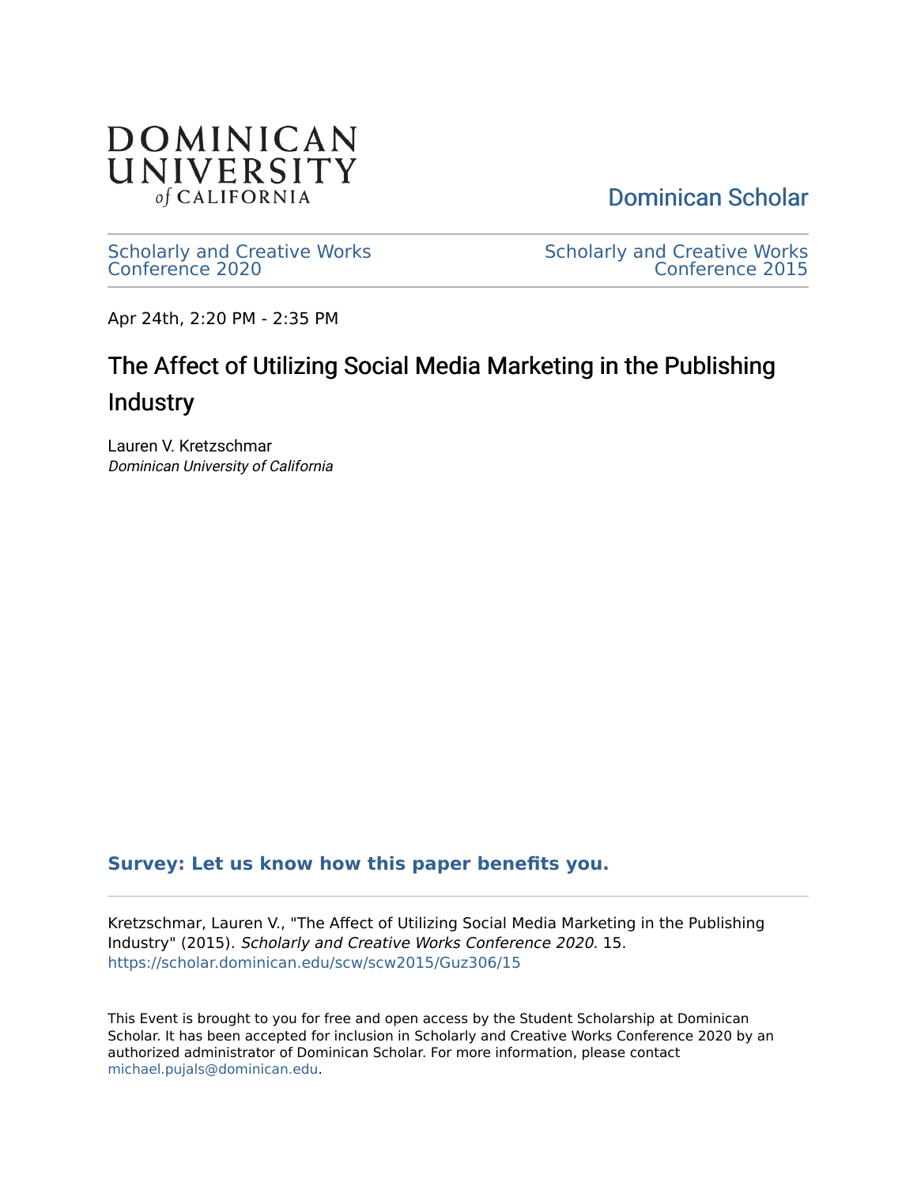DOMINICAN UNIVERSITY *of* CALIFORNIA

Dominican Scholar

Scholarly and Creative Works Conference 2020

Scholarly and Creative Works Conference 2015

Apr 24th, 2:20 PM - 2:35 PM

# The Affect of Utilizing Social Media Marketing in the Publishing Industry

Lauren V. Kretzschmar
*Dominican University of California*

**Survey: Let us know how this paper benefits you.**

Kretzschmar, Lauren V., "The Affect of Utilizing Social Media Marketing in the Publishing Industry" (2015). *Scholarly and Creative Works Conference 2020*. 15.
https://scholar.dominican.edu/scw/scw2015/Guz306/15

This Event is brought to you for free and open access by the Student Scholarship at Dominican Scholar. It has been accepted for inclusion in Scholarly and Creative Works Conference 2020 by an authorized administrator of Dominican Scholar. For more information, please contact michael.pujals@dominican.edu.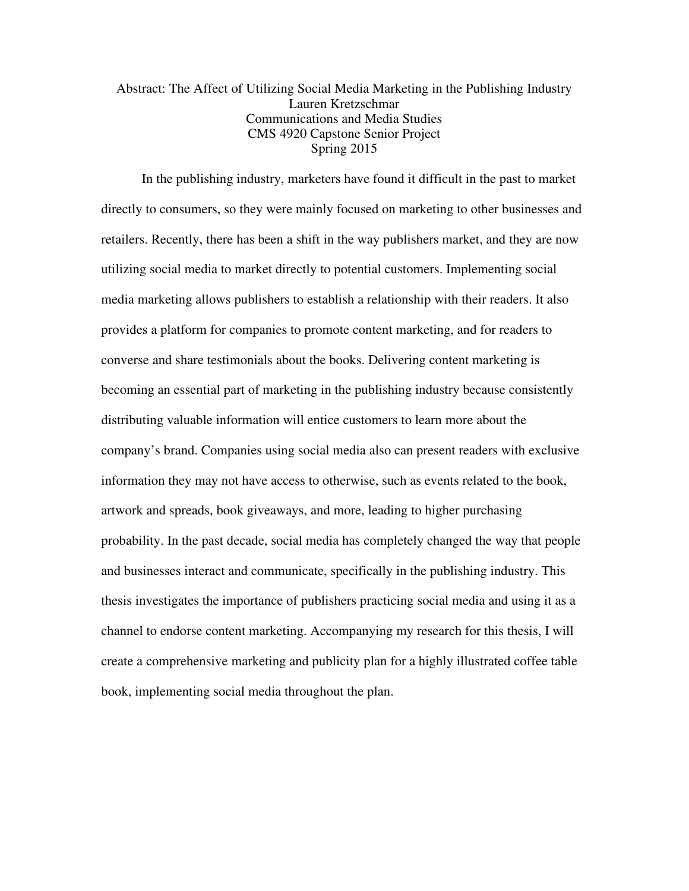Abstract: The Affect of Utilizing Social Media Marketing in the Publishing Industry
Lauren Kretzschmar
Communications and Media Studies
CMS 4920 Capstone Senior Project
Spring 2015

In the publishing industry, marketers have found it difficult in the past to market directly to consumers, so they were mainly focused on marketing to other businesses and retailers. Recently, there has been a shift in the way publishers market, and they are now utilizing social media to market directly to potential customers. Implementing social media marketing allows publishers to establish a relationship with their readers. It also provides a platform for companies to promote content marketing, and for readers to converse and share testimonials about the books. Delivering content marketing is becoming an essential part of marketing in the publishing industry because consistently distributing valuable information will entice customers to learn more about the company's brand. Companies using social media also can present readers with exclusive information they may not have access to otherwise, such as events related to the book, artwork and spreads, book giveaways, and more, leading to higher purchasing probability. In the past decade, social media has completely changed the way that people and businesses interact and communicate, specifically in the publishing industry. This thesis investigates the importance of publishers practicing social media and using it as a channel to endorse content marketing. Accompanying my research for this thesis, I will create a comprehensive marketing and publicity plan for a highly illustrated coffee table book, implementing social media throughout the plan.